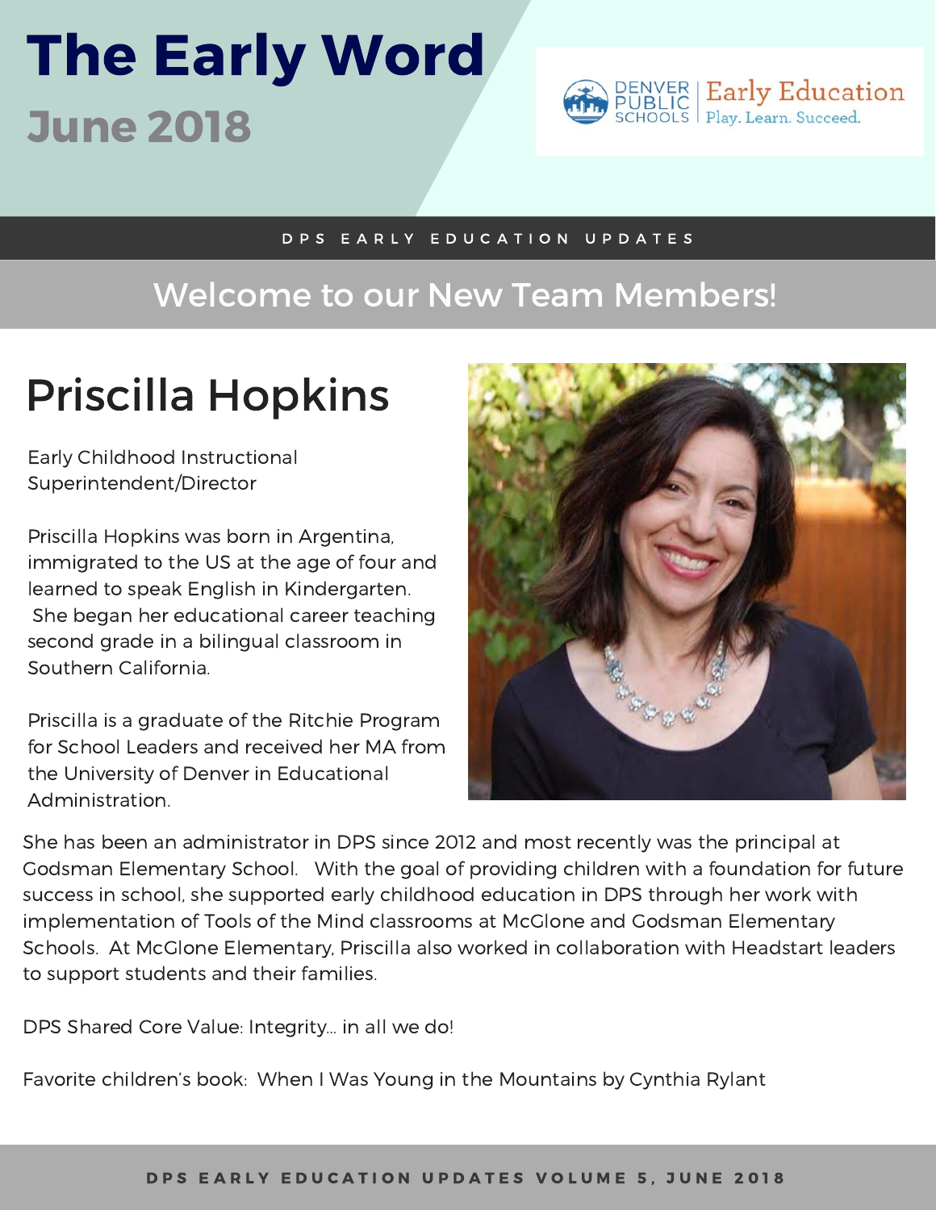# The Early Word

## June 2018

Denver Public Schools | Early Education
Play. Learn. Succeed.

DPS EARLY EDUCATION UPDATES

## Welcome to our New Team Members!

## Priscilla Hopkins

Early Childhood Instructional Superintendent/Director

Priscilla Hopkins was born in Argentina, immigrated to the US at the age of four and learned to speak English in Kindergarten. She began her educational career teaching second grade in a bilingual classroom in Southern California.

Priscilla is a graduate of the Ritchie Program for School Leaders and received her MA from the University of Denver in Educational Administration.

She has been an administrator in DPS since 2012 and most recently was the principal at Godsman Elementary School. With the goal of providing children with a foundation for future success in school, she supported early childhood education in DPS through her work with implementation of Tools of the Mind classrooms at McGlone and Godsman Elementary Schools. At McGlone Elementary, Priscilla also worked in collaboration with Headstart leaders to support students and their families.

DPS Shared Core Value: Integrity... in all we do!

Favorite children's book: When I Was Young in the Mountains by Cynthia Rylant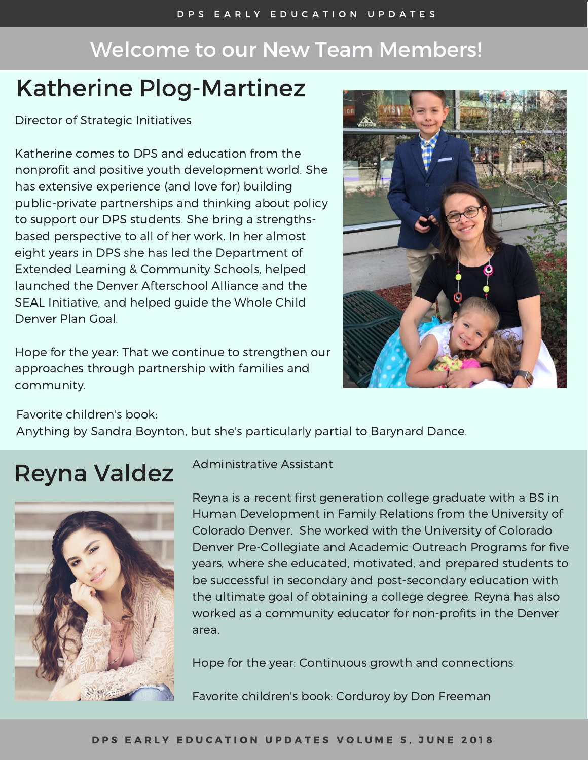# Welcome to our New Team Members!

## Katherine Plog-Martinez

Director of Strategic Initiatives

Katherine comes to DPS and education from the nonprofit and positive youth development world. She has extensive experience (and love for) building public-private partnerships and thinking about policy to support our DPS students. She bring a strengths-based perspective to all of her work. In her almost eight years in DPS she has led the Department of Extended Learning & Community Schools, helped launched the Denver Afterschool Alliance and the SEAL Initiative, and helped guide the Whole Child Denver Plan Goal.

Hope for the year: That we continue to strengthen our approaches through partnership with families and community.

Favorite children's book:
Anything by Sandra Boynton, but she's particularly partial to Barynard Dance.

## Reyna Valdez

Administrative Assistant

Reyna is a recent first generation college graduate with a BS in Human Development in Family Relations from the University of Colorado Denver. She worked with the University of Colorado Denver Pre-Collegiate and Academic Outreach Programs for five years, where she educated, motivated, and prepared students to be successful in secondary and post-secondary education with the ultimate goal of obtaining a college degree. Reyna has also worked as a community educator for non-profits in the Denver area.

Hope for the year: Continuous growth and connections

Favorite children's book: Corduroy by Don Freeman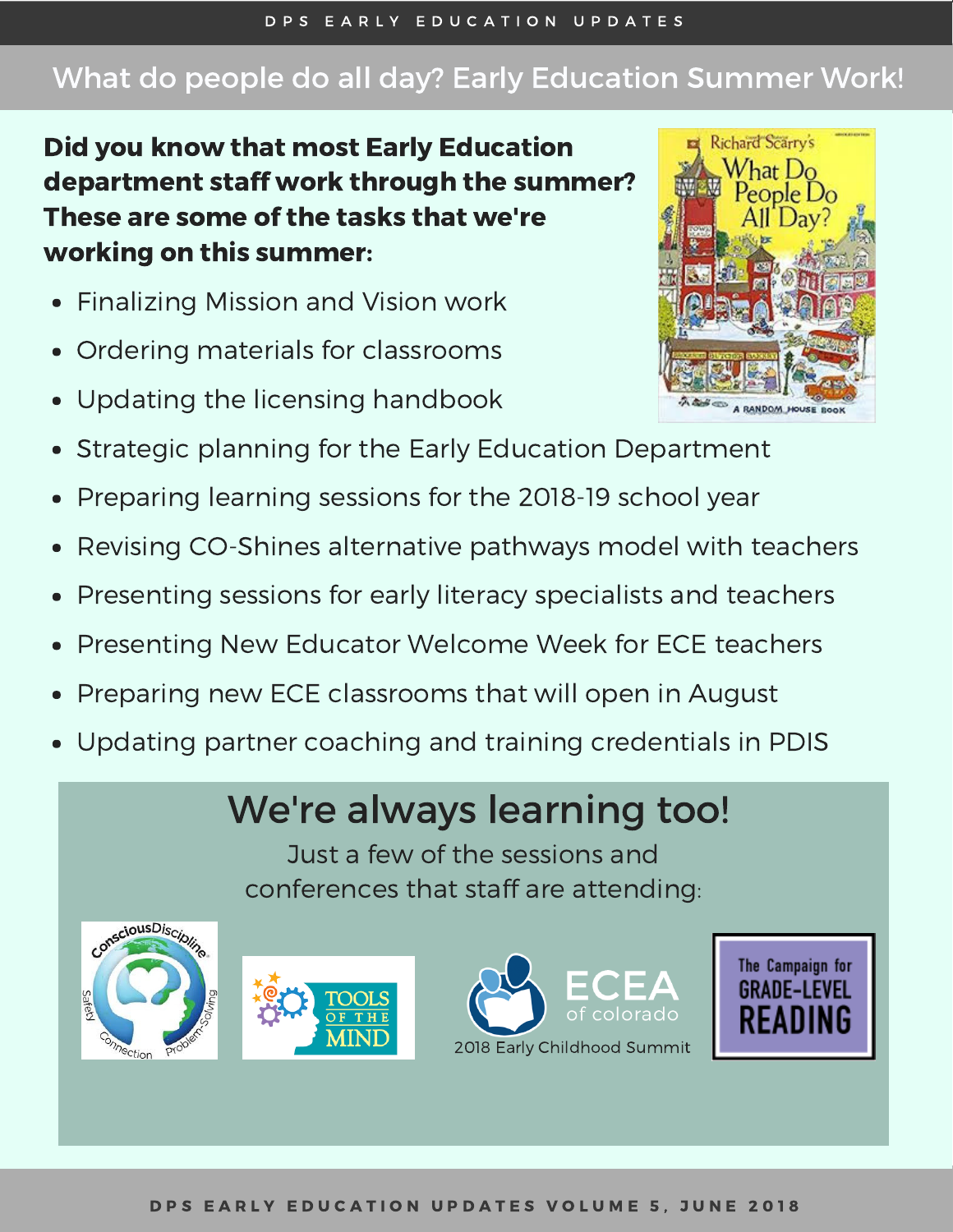# What do people do all day? Early Education Summer Work!

**Did you know that most Early Education department staff work through the summer? These are some of the tasks that we're working on this summer:**

- Finalizing Mission and Vision work
- Ordering materials for classrooms
- Updating the licensing handbook
- Strategic planning for the Early Education Department
- Preparing learning sessions for the 2018-19 school year
- Revising CO-Shines alternative pathways model with teachers
- Presenting sessions for early literacy specialists and teachers
- Presenting New Educator Welcome Week for ECE teachers
- Preparing new ECE classrooms that will open in August
- Updating partner coaching and training credentials in PDIS

## We're always learning too!

Just a few of the sessions and conferences that staff are attending:

Conscious Discipline · Tools of the Mind · ECEA of colorado 2018 Early Childhood Summit · The Campaign for Grade-Level Reading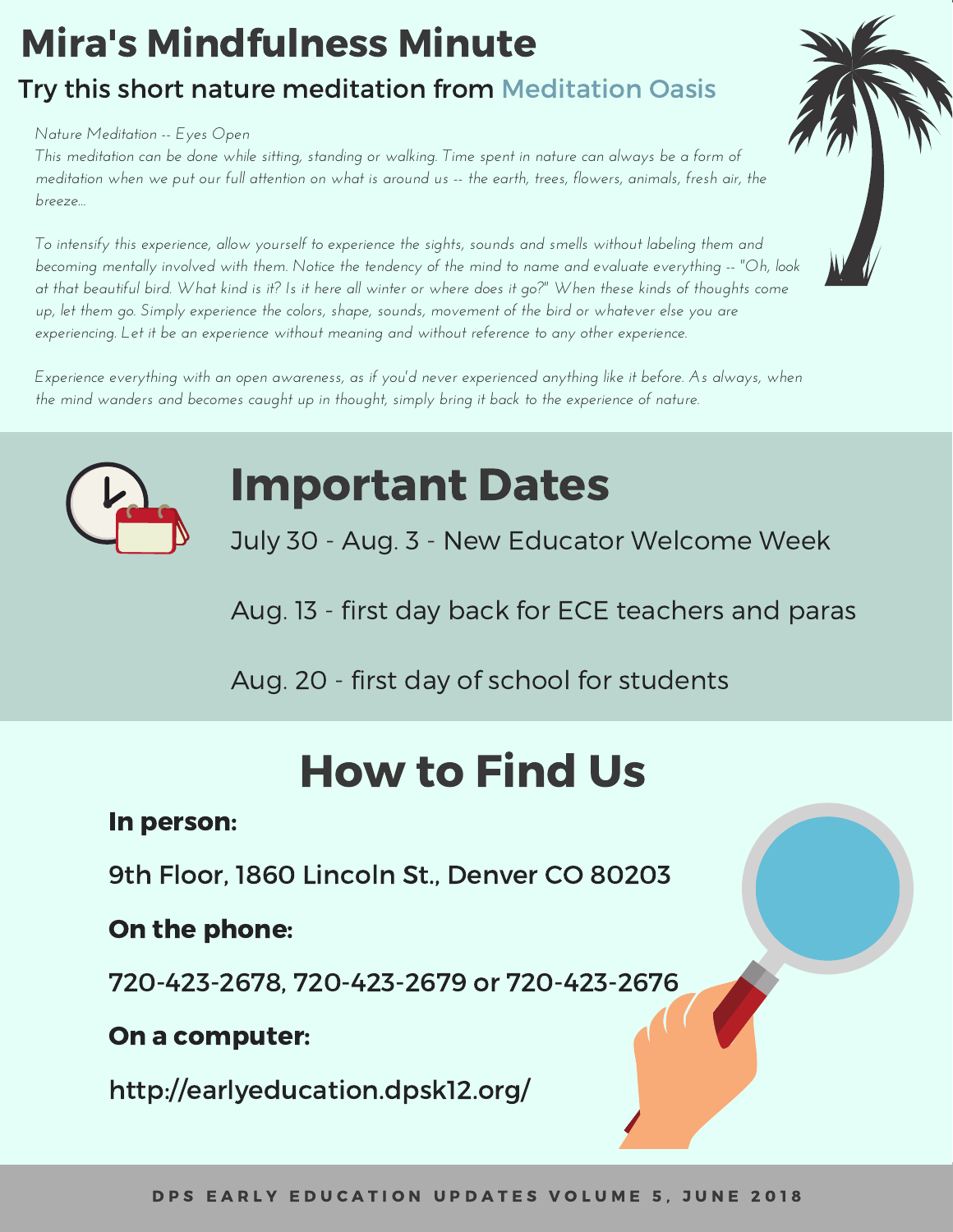# Mira's Mindfulness Minute

## Try this short nature meditation from Meditation Oasis

*Nature Meditation -- Eyes Open*

*This meditation can be done while sitting, standing or walking. Time spent in nature can always be a form of meditation when we put our full attention on what is around us -- the earth, trees, flowers, animals, fresh air, the breeze...*

*To intensify this experience, allow yourself to experience the sights, sounds and smells without labeling them and becoming mentally involved with them. Notice the tendency of the mind to name and evaluate everything -- "Oh, look at that beautiful bird. What kind is it? Is it here all winter or where does it go?" When these kinds of thoughts come up, let them go. Simply experience the colors, shape, sounds, movement of the bird or whatever else you are experiencing. Let it be an experience without meaning and without reference to any other experience.*

*Experience everything with an open awareness, as if you'd never experienced anything like it before. As always, when the mind wanders and becomes caught up in thought, simply bring it back to the experience of nature.*

# Important Dates

July 30 - Aug. 3 - New Educator Welcome Week

Aug. 13 - first day back for ECE teachers and paras

Aug. 20 - first day of school for students

# How to Find Us

**In person:**

9th Floor, 1860 Lincoln St., Denver CO 80203

**On the phone:**

720-423-2678, 720-423-2679 or 720-423-2676

**On a computer:**

http://earlyeducation.dpsk12.org/